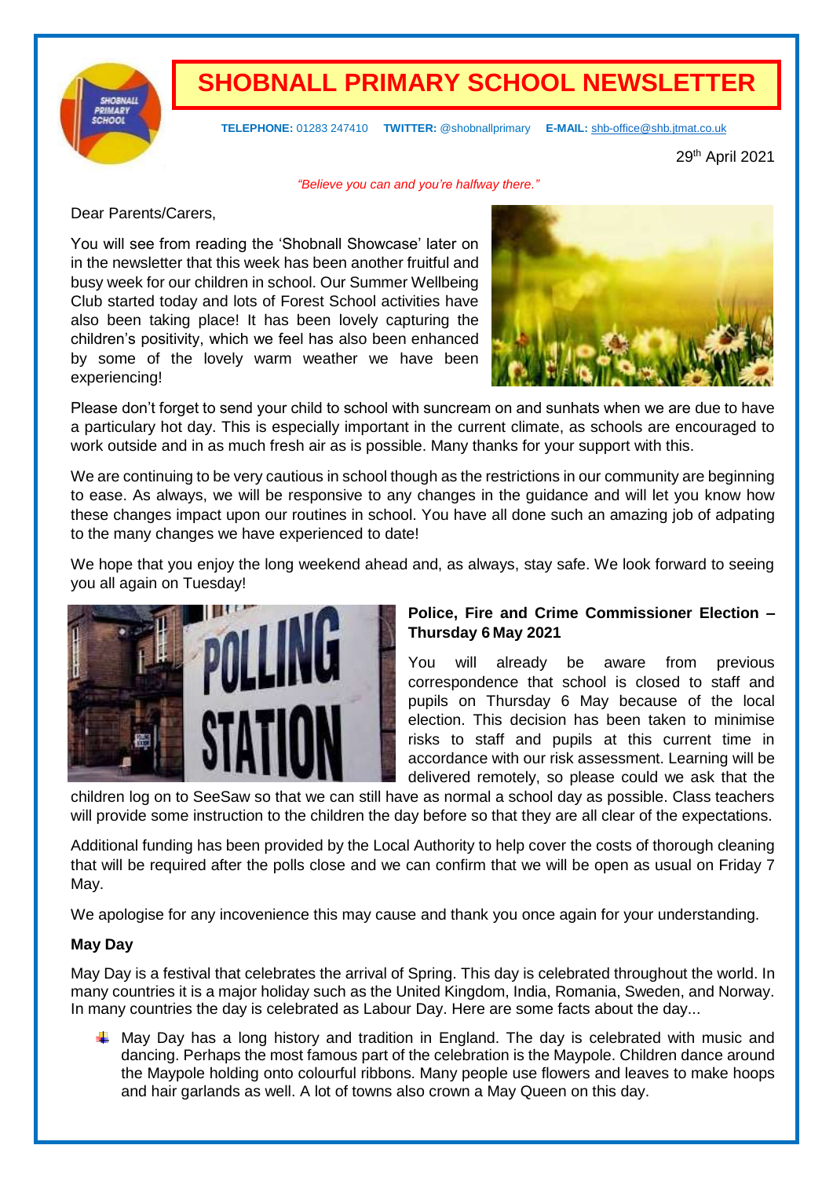# SHOBNALL PRIMARY SCHOOL NEWSLETTER

**TELEPHONE:** 01283 247410 **TWITTER:** @shobnallprimary **E-MAIL:** shb-office@shb.jtmat.co.uk

29th April 2021

*"Believe you can and you're halfway there."*

Dear Parents/Carers,

You will see from reading the 'Shobnall Showcase' later on in the newsletter that this week has been another fruitful and busy week for our children in school. Our Summer Wellbeing Club started today and lots of Forest School activities have also been taking place! It has been lovely capturing the children's positivity, which we feel has also been enhanced by some of the lovely warm weather we have been experiencing!

Please don't forget to send your child to school with suncream on and sunhats when we are due to have a particulary hot day. This is especially important in the current climate, as schools are encouraged to work outside and in as much fresh air as is possible. Many thanks for your support with this.

We are continuing to be very cautious in school though as the restrictions in our community are beginning to ease. As always, we will be responsive to any changes in the guidance and will let you know how these changes impact upon our routines in school. You have all done such an amazing job of adpating to the many changes we have experienced to date!

We hope that you enjoy the long weekend ahead and, as always, stay safe. We look forward to seeing you all again on Tuesday!

**Police, Fire and Crime Commissioner Election – Thursday 6 May 2021**

You will already be aware from previous correspondence that school is closed to staff and pupils on Thursday 6 May because of the local election. This decision has been taken to minimise risks to staff and pupils at this current time in accordance with our risk assessment. Learning will be delivered remotely, so please could we ask that the children log on to SeeSaw so that we can still have as normal a school day as possible. Class teachers will provide some instruction to the children the day before so that they are all clear of the expectations.

Additional funding has been provided by the Local Authority to help cover the costs of thorough cleaning that will be required after the polls close and we can confirm that we will be open as usual on Friday 7 May.

We apologise for any incovenience this may cause and thank you once again for your understanding.

**May Day**

May Day is a festival that celebrates the arrival of Spring. This day is celebrated throughout the world. In many countries it is a major holiday such as the United Kingdom, India, Romania, Sweden, and Norway. In many countries the day is celebrated as Labour Day. Here are some facts about the day...

- May Day has a long history and tradition in England. The day is celebrated with music and dancing. Perhaps the most famous part of the celebration is the Maypole. Children dance around the Maypole holding onto colourful ribbons. Many people use flowers and leaves to make hoops and hair garlands as well. A lot of towns also crown a May Queen on this day.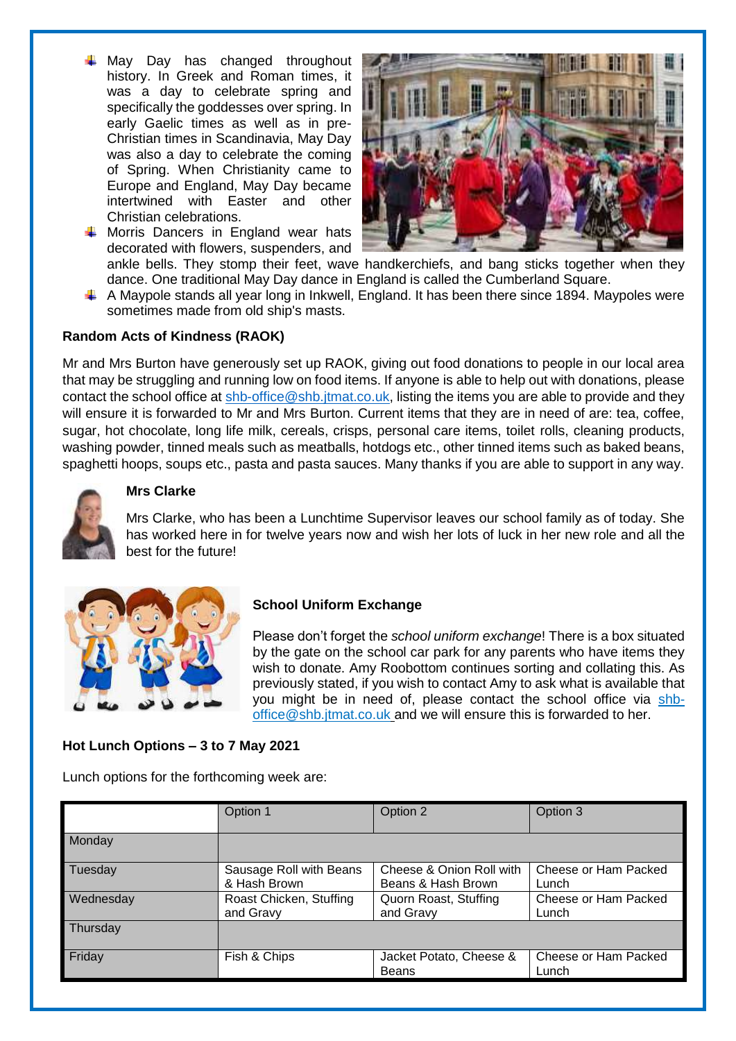- May Day has changed throughout history. In Greek and Roman times, it was a day to celebrate spring and specifically the goddesses over spring. In early Gaelic times as well as in pre-Christian times in Scandinavia, May Day was also a day to celebrate the coming of Spring. When Christianity came to Europe and England, May Day became intertwined with Easter and other Christian celebrations.
- Morris Dancers in England wear hats decorated with flowers, suspenders, and ankle bells. They stomp their feet, wave handkerchiefs, and bang sticks together when they dance. One traditional May Day dance in England is called the Cumberland Square.
- A Maypole stands all year long in Inkwell, England. It has been there since 1894. Maypoles were sometimes made from old ship's masts.

**Random Acts of Kindness (RAOK)**

Mr and Mrs Burton have generously set up RAOK, giving out food donations to people in our local area that may be struggling and running low on food items. If anyone is able to help out with donations, please contact the school office at shb-office@shb.jtmat.co.uk, listing the items you are able to provide and they will ensure it is forwarded to Mr and Mrs Burton. Current items that they are in need of are: tea, coffee, sugar, hot chocolate, long life milk, cereals, crisps, personal care items, toilet rolls, cleaning products, washing powder, tinned meals such as meatballs, hotdogs etc., other tinned items such as baked beans, spaghetti hoops, soups etc., pasta and pasta sauces. Many thanks if you are able to support in any way.

**Mrs Clarke**

Mrs Clarke, who has been a Lunchtime Supervisor leaves our school family as of today. She has worked here in for twelve years now and wish her lots of luck in her new role and all the best for the future!

**School Uniform Exchange**

Please don't forget the *school uniform exchange*! There is a box situated by the gate on the school car park for any parents who have items they wish to donate. Amy Roobottom continues sorting and collating this. As previously stated, if you wish to contact Amy to ask what is available that you might be in need of, please contact the school office via shb-office@shb.jtmat.co.uk and we will ensure this is forwarded to her.

**Hot Lunch Options – 3 to 7 May 2021**

Lunch options for the forthcoming week are:

| | Option 1 | Option 2 | Option 3 |
|---|---|---|---|
| Monday | | | |
| Tuesday | Sausage Roll with Beans & Hash Brown | Cheese & Onion Roll with Beans & Hash Brown | Cheese or Ham Packed Lunch |
| Wednesday | Roast Chicken, Stuffing and Gravy | Quorn Roast, Stuffing and Gravy | Cheese or Ham Packed Lunch |
| Thursday | | | |
| Friday | Fish & Chips | Jacket Potato, Cheese & Beans | Cheese or Ham Packed Lunch |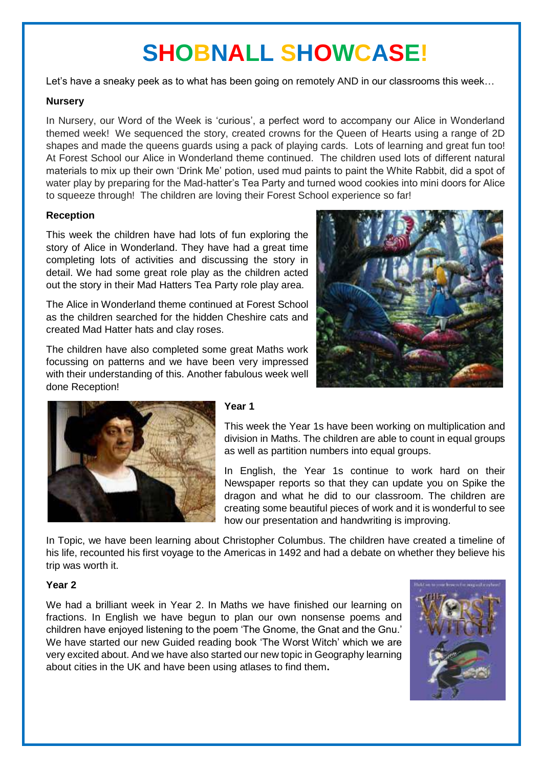# SHOBNALL SHOWCASE!

Let's have a sneaky peek as to what has been going on remotely AND in our classrooms this week…

**Nursery**

In Nursery, our Word of the Week is 'curious', a perfect word to accompany our Alice in Wonderland themed week! We sequenced the story, created crowns for the Queen of Hearts using a range of 2D shapes and made the queens guards using a pack of playing cards. Lots of learning and great fun too! At Forest School our Alice in Wonderland theme continued. The children used lots of different natural materials to mix up their own 'Drink Me' potion, used mud paints to paint the White Rabbit, did a spot of water play by preparing for the Mad-hatter's Tea Party and turned wood cookies into mini doors for Alice to squeeze through! The children are loving their Forest School experience so far!

**Reception**

This week the children have had lots of fun exploring the story of Alice in Wonderland. They have had a great time completing lots of activities and discussing the story in detail. We had some great role play as the children acted out the story in their Mad Hatters Tea Party role play area.

The Alice in Wonderland theme continued at Forest School as the children searched for the hidden Cheshire cats and created Mad Hatter hats and clay roses.

The children have also completed some great Maths work focussing on patterns and we have been very impressed with their understanding of this. Another fabulous week well done Reception!

**Year 1**

This week the Year 1s have been working on multiplication and division in Maths. The children are able to count in equal groups as well as partition numbers into equal groups.

In English, the Year 1s continue to work hard on their Newspaper reports so that they can update you on Spike the dragon and what he did to our classroom. The children are creating some beautiful pieces of work and it is wonderful to see how our presentation and handwriting is improving.

In Topic, we have been learning about Christopher Columbus. The children have created a timeline of his life, recounted his first voyage to the Americas in 1492 and had a debate on whether they believe his trip was worth it.

**Year 2**

We had a brilliant week in Year 2. In Maths we have finished our learning on fractions. In English we have begun to plan our own nonsense poems and children have enjoyed listening to the poem 'The Gnome, the Gnat and the Gnu.' We have started our new Guided reading book 'The Worst Witch' which we are very excited about. And we have also started our new topic in Geography learning about cities in the UK and have been using atlases to find them.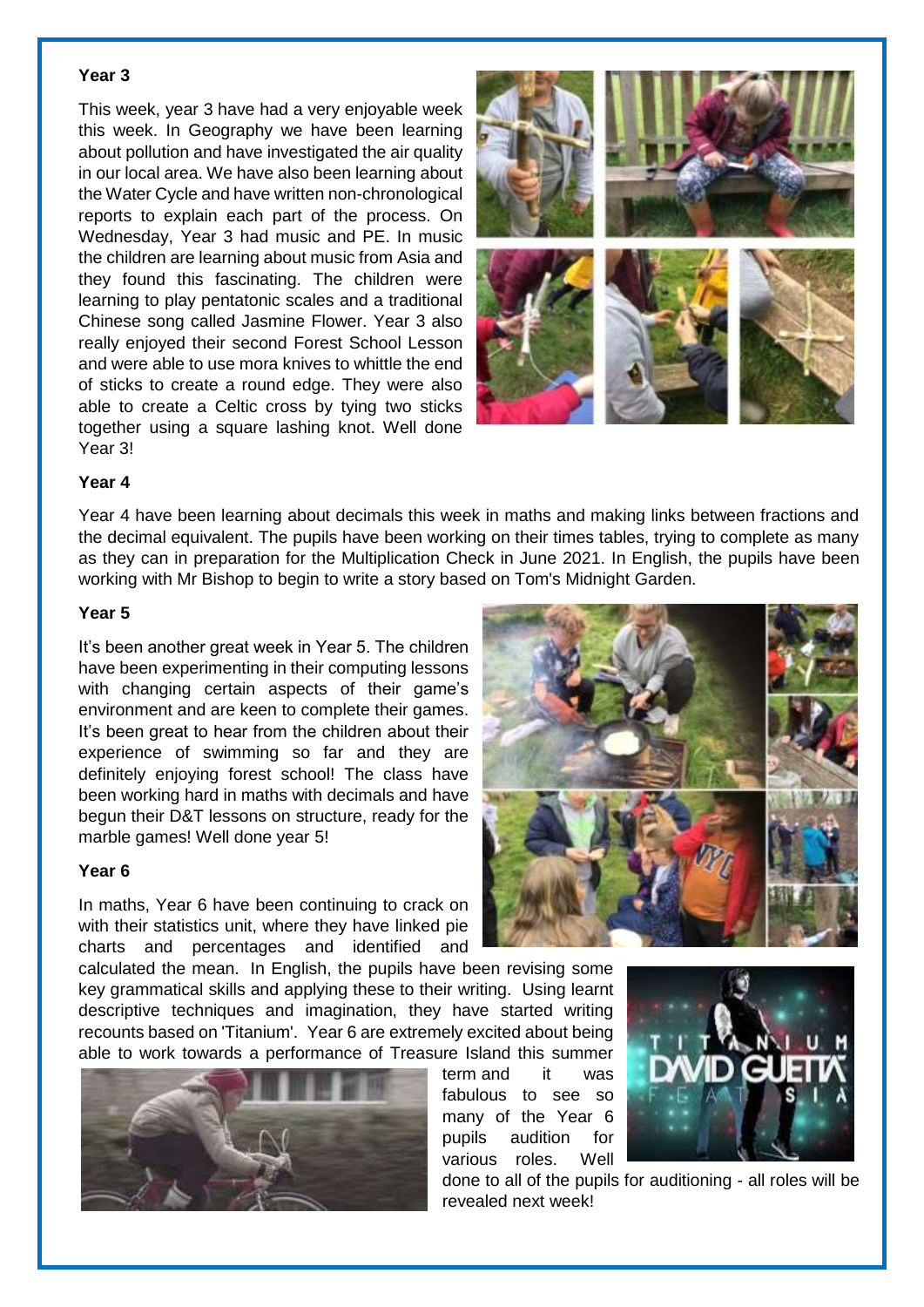### Year 3

This week, year 3 have had a very enjoyable week this week. In Geography we have been learning about pollution and have investigated the air quality in our local area. We have also been learning about the Water Cycle and have written non-chronological reports to explain each part of the process. On Wednesday, Year 3 had music and PE. In music the children are learning about music from Asia and they found this fascinating. The children were learning to play pentatonic scales and a traditional Chinese song called Jasmine Flower. Year 3 also really enjoyed their second Forest School Lesson and were able to use mora knives to whittle the end of sticks to create a round edge. They were also able to create a Celtic cross by tying two sticks together using a square lashing knot. Well done Year 3!

### Year 4

Year 4 have been learning about decimals this week in maths and making links between fractions and the decimal equivalent. The pupils have been working on their times tables, trying to complete as many as they can in preparation for the Multiplication Check in June 2021. In English, the pupils have been working with Mr Bishop to begin to write a story based on Tom's Midnight Garden.

### Year 5

It's been another great week in Year 5. The children have been experimenting in their computing lessons with changing certain aspects of their game's environment and are keen to complete their games. It's been great to hear from the children about their experience of swimming so far and they are definitely enjoying forest school! The class have been working hard in maths with decimals and have begun their D&T lessons on structure, ready for the marble games! Well done year 5!

### Year 6

In maths, Year 6 have been continuing to crack on with their statistics unit, where they have linked pie charts and percentages and identified and calculated the mean. In English, the pupils have been revising some key grammatical skills and applying these to their writing. Using learnt descriptive techniques and imagination, they have started writing recounts based on 'Titanium'. Year 6 are extremely excited about being able to work towards a performance of Treasure Island this summer term and it was fabulous to see so many of the Year 6 pupils audition for various roles. Well done to all of the pupils for auditioning - all roles will be revealed next week!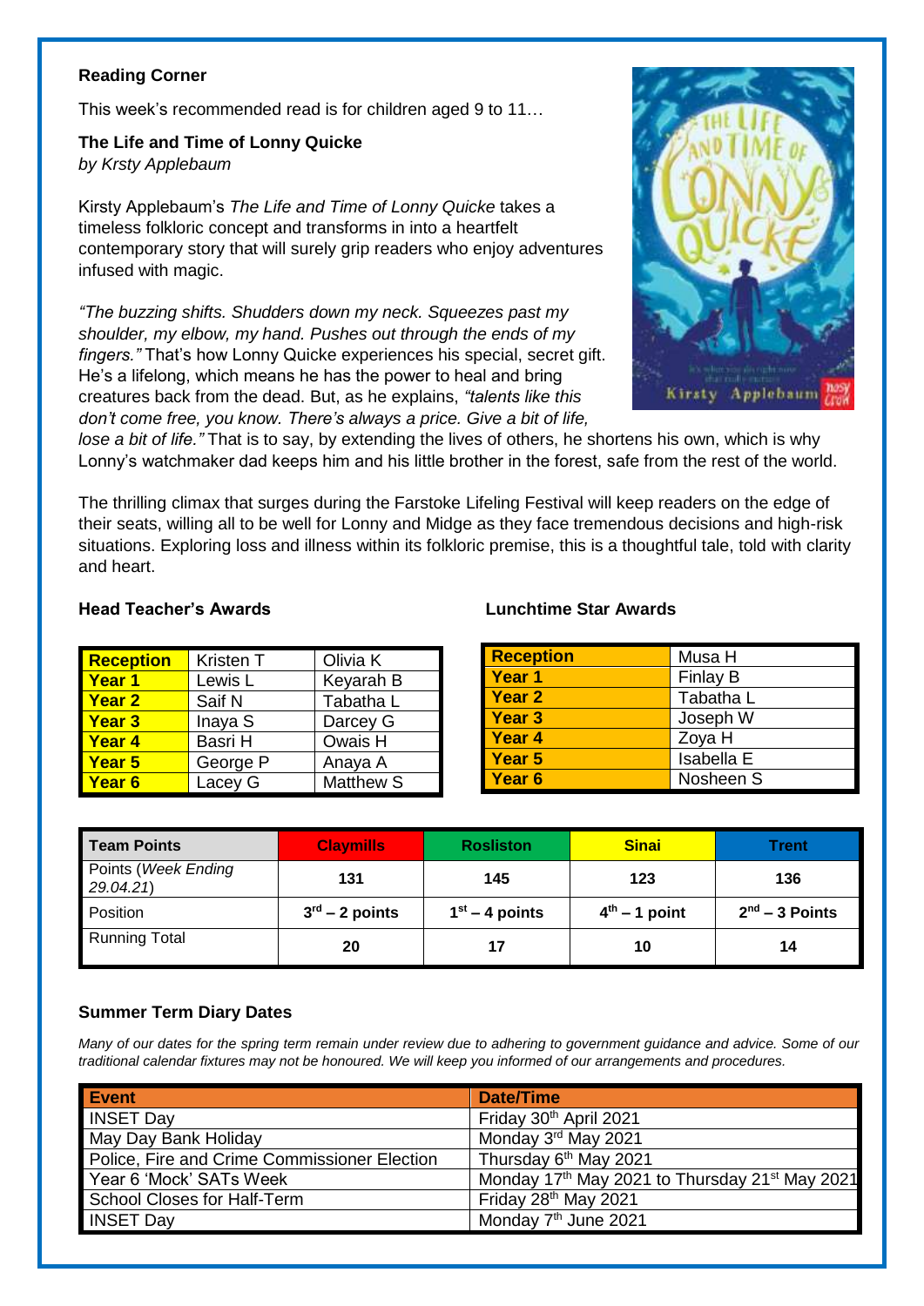### Reading Corner

This week's recommended read is for children aged 9 to 11…

**The Life and Time of Lonny Quicke**
*by Krsty Applebaum*

Kirsty Applebaum's *The Life and Time of Lonny Quicke* takes a timeless folkloric concept and transforms in into a heartfelt contemporary story that will surely grip readers who enjoy adventures infused with magic.

*"The buzzing shifts. Shudders down my neck. Squeezes past my shoulder, my elbow, my hand. Pushes out through the ends of my fingers."* That's how Lonny Quicke experiences his special, secret gift. He's a lifelong, which means he has the power to heal and bring creatures back from the dead. But, as he explains, *"talents like this don't come free, you know. There's always a price. Give a bit of life, lose a bit of life."* That is to say, by extending the lives of others, he shortens his own, which is why Lonny's watchmaker dad keeps him and his little brother in the forest, safe from the rest of the world.

The thrilling climax that surges during the Farstoke Lifeling Festival will keep readers on the edge of their seats, willing all to be well for Lonny and Midge as they face tremendous decisions and high-risk situations. Exploring loss and illness within its folkloric premise, this is a thoughtful tale, told with clarity and heart.

### Head Teacher's Awards

| | | |
|---|---|---|
| **Reception** | Kristen T | Olivia K |
| **Year 1** | Lewis L | Keyarah B |
| **Year 2** | Saif N | Tabatha L |
| **Year 3** | Inaya S | Darcey G |
| **Year 4** | Basri H | Owais H |
| **Year 5** | George P | Anaya A |
| **Year 6** | Lacey G | Matthew S |

### Lunchtime Star Awards

| | |
|---|---|
| **Reception** | Musa H |
| **Year 1** | Finlay B |
| **Year 2** | Tabatha L |
| **Year 3** | Joseph W |
| **Year 4** | Zoya H |
| **Year 5** | Isabella E |
| **Year 6** | Nosheen S |

| **Team Points** | **Claymills** | **Rosliston** | **Sinai** | **Trent** |
|---|---|---|---|---|
| Points (*Week Ending 29.04.21*) | **131** | **145** | **123** | **136** |
| Position | **3rd – 2 points** | **1st – 4 points** | **4th – 1 point** | **2nd – 3 Points** |
| Running Total | **20** | **17** | **10** | **14** |

### Summer Term Diary Dates

*Many of our dates for the spring term remain under review due to adhering to government guidance and advice. Some of our traditional calendar fixtures may not be honoured. We will keep you informed of our arrangements and procedures.*

| **Event** | **Date/Time** |
|---|---|
| INSET Day | Friday 30th April 2021 |
| May Day Bank Holiday | Monday 3rd May 2021 |
| Police, Fire and Crime Commissioner Election | Thursday 6th May 2021 |
| Year 6 'Mock' SATs Week | Monday 17th May 2021 to Thursday 21st May 2021 |
| School Closes for Half-Term | Friday 28th May 2021 |
| INSET Day | Monday 7th June 2021 |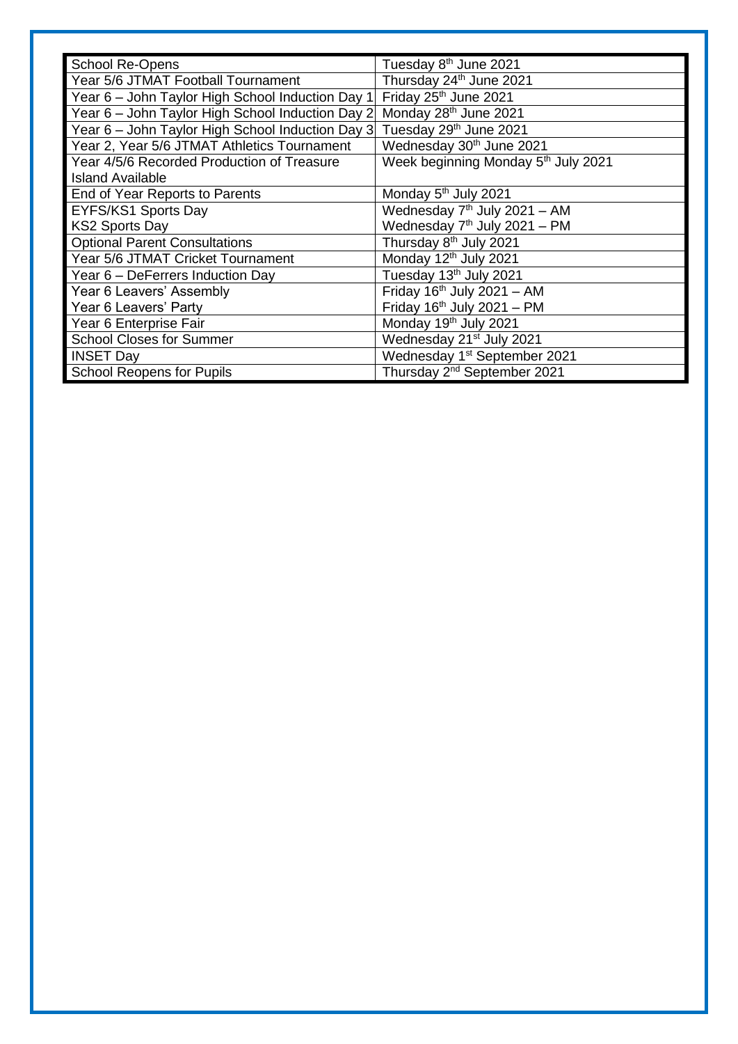| | |
|---|---|
| School Re-Opens | Tuesday 8th June 2021 |
| Year 5/6 JTMAT Football Tournament | Thursday 24th June 2021 |
| Year 6 – John Taylor High School Induction Day 1 | Friday 25th June 2021 |
| Year 6 – John Taylor High School Induction Day 2 | Monday 28th June 2021 |
| Year 6 – John Taylor High School Induction Day 3 | Tuesday 29th June 2021 |
| Year 2, Year 5/6 JTMAT Athletics Tournament | Wednesday 30th June 2021 |
| Year 4/5/6 Recorded Production of Treasure Island Available | Week beginning Monday 5th July 2021 |
| End of Year Reports to Parents | Monday 5th July 2021 |
| EYFS/KS1 Sports Day<br>KS2 Sports Day | Wednesday 7th July 2021 – AM<br>Wednesday 7th July 2021 – PM |
| Optional Parent Consultations | Thursday 8th July 2021 |
| Year 5/6 JTMAT Cricket Tournament | Monday 12th July 2021 |
| Year 6 – DeFerrers Induction Day | Tuesday 13th July 2021 |
| Year 6 Leavers' Assembly<br>Year 6 Leavers' Party | Friday 16th July 2021 – AM<br>Friday 16th July 2021 – PM |
| Year 6 Enterprise Fair | Monday 19th July 2021 |
| School Closes for Summer | Wednesday 21st July 2021 |
| INSET Day | Wednesday 1st September 2021 |
| School Reopens for Pupils | Thursday 2nd September 2021 |